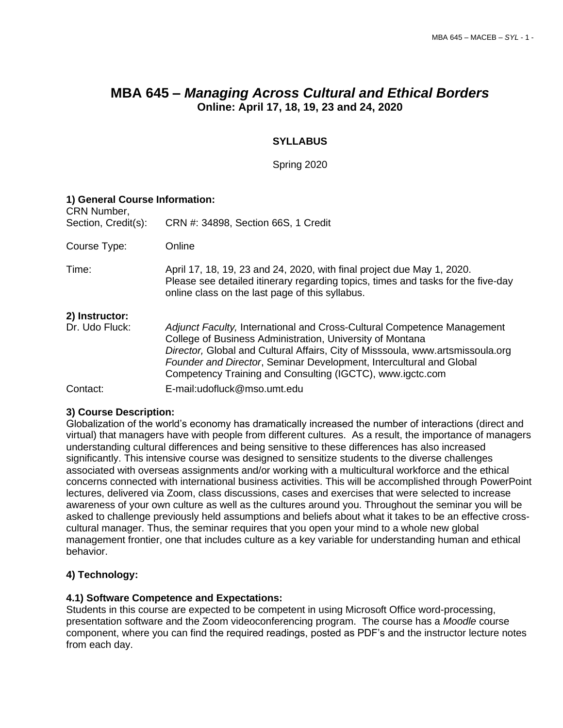# MBA 645 – *Managing Across Cultural and Ethical Borders*
**Online: April 17, 18, 19, 23 and 24, 2020**

**SYLLABUS**

Spring 2020

### 1) General Course Information:

| | |
|---|---|
| CRN Number, Section, Credit(s): | CRN #: 34898, Section 66S, 1 Credit |
| Course Type: | Online |
| Time: | April 17, 18, 19, 23 and 24, 2020, with final project due May 1, 2020. Please see detailed itinerary regarding topics, times and tasks for the five-day online class on the last page of this syllabus. |

### 2) Instructor:

| | |
|---|---|
| Dr. Udo Fluck: | *Adjunct Faculty,* International and Cross-Cultural Competence Management College of Business Administration, University of Montana<br>*Director,* Global and Cultural Affairs, City of Misssoula, www.artsmissoula.org<br>*Founder and Director*, Seminar Development, Intercultural and Global Competency Training and Consulting (IGCTC), www.igctc.com |
| Contact: | E-mail:udofluck@mso.umt.edu |

### 3) Course Description:

Globalization of the world's economy has dramatically increased the number of interactions (direct and virtual) that managers have with people from different cultures. As a result, the importance of managers understanding cultural differences and being sensitive to these differences has also increased significantly. This intensive course was designed to sensitize students to the diverse challenges associated with overseas assignments and/or working with a multicultural workforce and the ethical concerns connected with international business activities. This will be accomplished through PowerPoint lectures, delivered via Zoom, class discussions, cases and exercises that were selected to increase awareness of your own culture as well as the cultures around you. Throughout the seminar you will be asked to challenge previously held assumptions and beliefs about what it takes to be an effective cross-cultural manager. Thus, the seminar requires that you open your mind to a whole new global management frontier, one that includes culture as a key variable for understanding human and ethical behavior.

### 4) Technology:

#### 4.1) Software Competence and Expectations:

Students in this course are expected to be competent in using Microsoft Office word-processing, presentation software and the Zoom videoconferencing program. The course has a *Moodle* course component, where you can find the required readings, posted as PDF's and the instructor lecture notes from each day.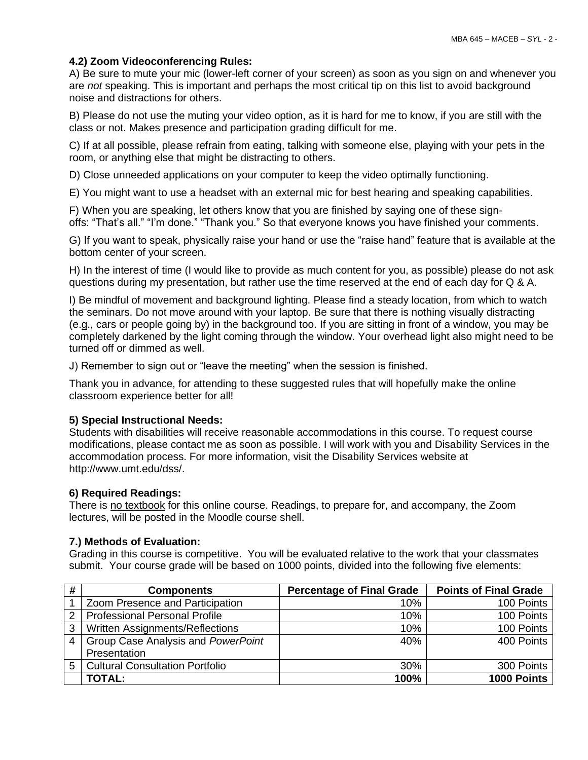### 4.2) Zoom Videoconferencing Rules:

A) Be sure to mute your mic (lower-left corner of your screen) as soon as you sign on and whenever you are *not* speaking. This is important and perhaps the most critical tip on this list to avoid background noise and distractions for others.

B) Please do not use the muting your video option, as it is hard for me to know, if you are still with the class or not. Makes presence and participation grading difficult for me.

C) If at all possible, please refrain from eating, talking with someone else, playing with your pets in the room, or anything else that might be distracting to others.

D) Close unneeded applications on your computer to keep the video optimally functioning.

E) You might want to use a headset with an external mic for best hearing and speaking capabilities.

F) When you are speaking, let others know that you are finished by saying one of these sign-offs: "That's all." "I'm done." "Thank you." So that everyone knows you have finished your comments.

G) If you want to speak, physically raise your hand or use the "raise hand" feature that is available at the bottom center of your screen.

H) In the interest of time (I would like to provide as much content for you, as possible) please do not ask questions during my presentation, but rather use the time reserved at the end of each day for Q & A.

I) Be mindful of movement and background lighting. Please find a steady location, from which to watch the seminars. Do not move around with your laptop. Be sure that there is nothing visually distracting (e.g., cars or people going by) in the background too. If you are sitting in front of a window, you may be completely darkened by the light coming through the window. Your overhead light also might need to be turned off or dimmed as well.

J) Remember to sign out or "leave the meeting" when the session is finished.

Thank you in advance, for attending to these suggested rules that will hopefully make the online classroom experience better for all!

### 5) Special Instructional Needs:

Students with disabilities will receive reasonable accommodations in this course. To request course modifications, please contact me as soon as possible. I will work with you and Disability Services in the accommodation process. For more information, visit the Disability Services website at http://www.umt.edu/dss/.

### 6) Required Readings:

There is no textbook for this online course. Readings, to prepare for, and accompany, the Zoom lectures, will be posted in the Moodle course shell.

### 7.) Methods of Evaluation:

Grading in this course is competitive. You will be evaluated relative to the work that your classmates submit. Your course grade will be based on 1000 points, divided into the following five elements:

| # | Components | Percentage of Final Grade | Points of Final Grade |
|---|---|---|---|
| 1 | Zoom Presence and Participation | 10% | 100 Points |
| 2 | Professional Personal Profile | 10% | 100 Points |
| 3 | Written Assignments/Reflections | 10% | 100 Points |
| 4 | Group Case Analysis and *PowerPoint* Presentation | 40% | 400 Points |
| 5 | Cultural Consultation Portfolio | 30% | 300 Points |
| | **TOTAL:** | **100%** | **1000 Points** |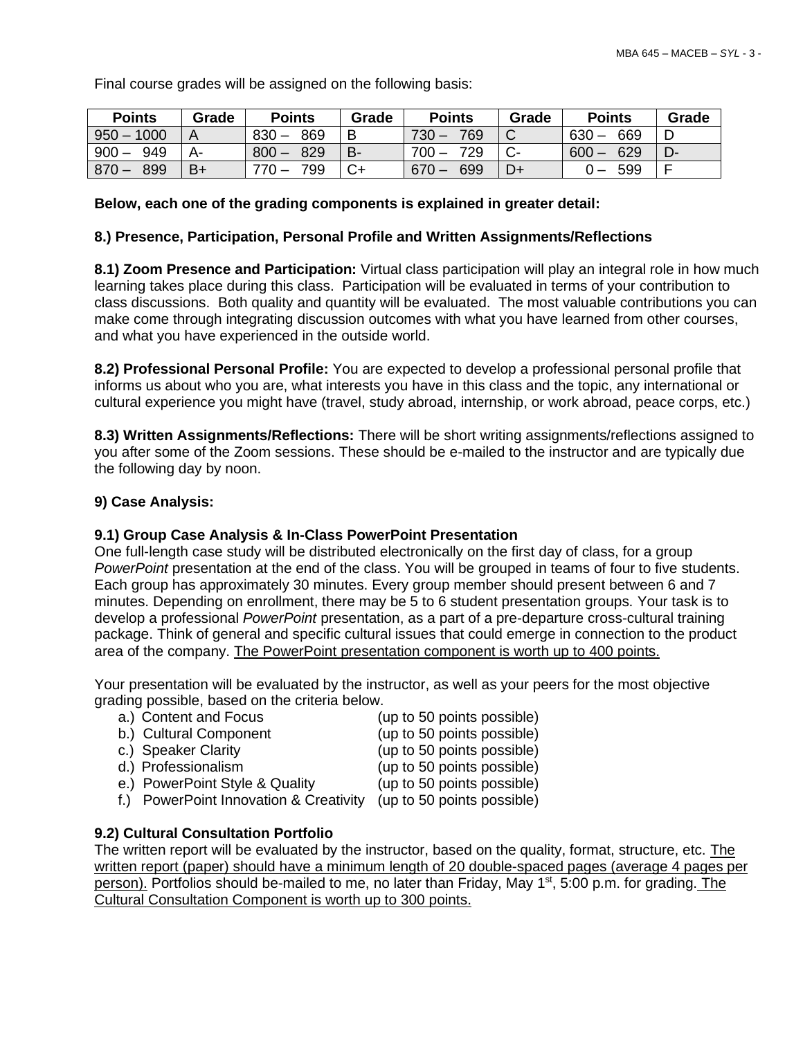Final course grades will be assigned on the following basis:

| Points | Grade | Points | Grade | Points | Grade | Points | Grade |
|---|---|---|---|---|---|---|---|
| 950 – 1000 | A | 830 – 869 | B | 730 – 769 | C | 630 – 669 | D |
| 900 – 949 | A- | 800 – 829 | B- | 700 – 729 | C- | 600 – 629 | D- |
| 870 – 899 | B+ | 770 – 799 | C+ | 670 – 699 | D+ | 0 – 599 | F |

**Below, each one of the grading components is explained in greater detail:**

**8.) Presence, Participation, Personal Profile and Written Assignments/Reflections**

**8.1) Zoom Presence and Participation:** Virtual class participation will play an integral role in how much learning takes place during this class. Participation will be evaluated in terms of your contribution to class discussions. Both quality and quantity will be evaluated. The most valuable contributions you can make come through integrating discussion outcomes with what you have learned from other courses, and what you have experienced in the outside world.

**8.2) Professional Personal Profile:** You are expected to develop a professional personal profile that informs us about who you are, what interests you have in this class and the topic, any international or cultural experience you might have (travel, study abroad, internship, or work abroad, peace corps, etc.)

**8.3) Written Assignments/Reflections:** There will be short writing assignments/reflections assigned to you after some of the Zoom sessions. These should be e-mailed to the instructor and are typically due the following day by noon.

**9) Case Analysis:**

**9.1) Group Case Analysis & In-Class PowerPoint Presentation**

One full-length case study will be distributed electronically on the first day of class, for a group *PowerPoint* presentation at the end of the class. You will be grouped in teams of four to five students. Each group has approximately 30 minutes. Every group member should present between 6 and 7 minutes. Depending on enrollment, there may be 5 to 6 student presentation groups. Your task is to develop a professional *PowerPoint* presentation, as a part of a pre-departure cross-cultural training package. Think of general and specific cultural issues that could emerge in connection to the product area of the company. <u>The PowerPoint presentation component is worth up to 400 points.</u>

Your presentation will be evaluated by the instructor, as well as your peers for the most objective grading possible, based on the criteria below.

a.) Content and Focus (up to 50 points possible)
b.) Cultural Component (up to 50 points possible)
c.) Speaker Clarity (up to 50 points possible)
d.) Professionalism (up to 50 points possible)
e.) PowerPoint Style & Quality (up to 50 points possible)
f.) PowerPoint Innovation & Creativity (up to 50 points possible)

**9.2) Cultural Consultation Portfolio**

The written report will be evaluated by the instructor, based on the quality, format, structure, etc. <u>The written report (paper) should have a minimum length of 20 double-spaced pages (average 4 pages per person).</u> Portfolios should be-mailed to me, no later than Friday, May 1st, 5:00 p.m. for grading. <u>The Cultural Consultation Component is worth up to 300 points.</u>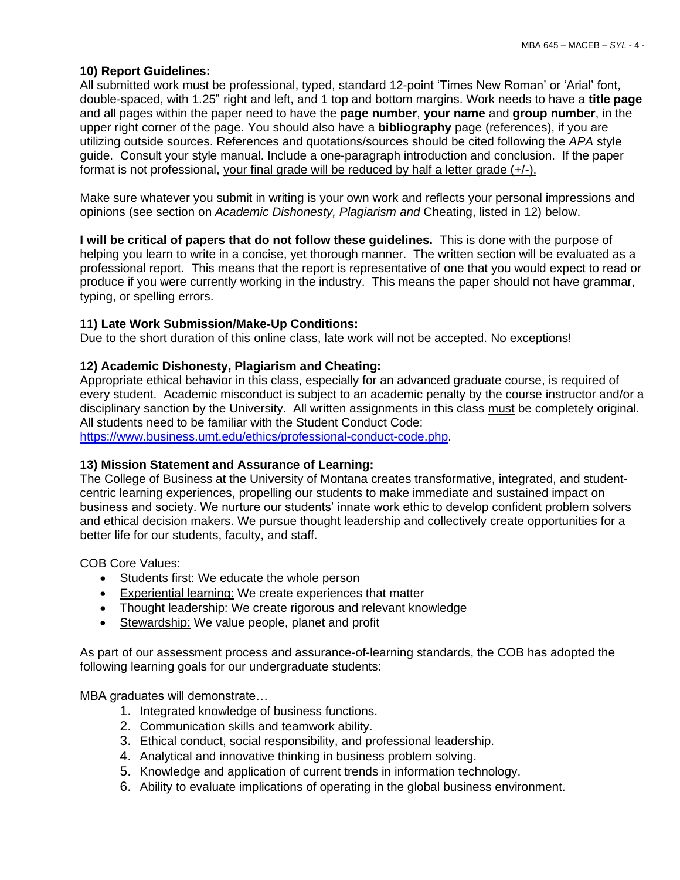### 10) Report Guidelines:

All submitted work must be professional, typed, standard 12-point 'Times New Roman' or 'Arial' font, double-spaced, with 1.25" right and left, and 1 top and bottom margins. Work needs to have a **title page** and all pages within the paper need to have the **page number**, **your name** and **group number**, in the upper right corner of the page. You should also have a **bibliography** page (references), if you are utilizing outside sources. References and quotations/sources should be cited following the *APA* style guide. Consult your style manual. Include a one-paragraph introduction and conclusion. If the paper format is not professional, <u>your final grade will be reduced by half a letter grade (+/-).</u>

Make sure whatever you submit in writing is your own work and reflects your personal impressions and opinions (see section on *Academic Dishonesty, Plagiarism and* Cheating, listed in 12) below.

**I will be critical of papers that do not follow these guidelines.** This is done with the purpose of helping you learn to write in a concise, yet thorough manner. The written section will be evaluated as a professional report. This means that the report is representative of one that you would expect to read or produce if you were currently working in the industry. This means the paper should not have grammar, typing, or spelling errors.

### 11) Late Work Submission/Make-Up Conditions:

Due to the short duration of this online class, late work will not be accepted. No exceptions!

### 12) Academic Dishonesty, Plagiarism and Cheating:

Appropriate ethical behavior in this class, especially for an advanced graduate course, is required of every student. Academic misconduct is subject to an academic penalty by the course instructor and/or a disciplinary sanction by the University. All written assignments in this class <u>must</u> be completely original. All students need to be familiar with the Student Conduct Code: https://www.business.umt.edu/ethics/professional-conduct-code.php.

### 13) Mission Statement and Assurance of Learning:

The College of Business at the University of Montana creates transformative, integrated, and student-centric learning experiences, propelling our students to make immediate and sustained impact on business and society. We nurture our students' innate work ethic to develop confident problem solvers and ethical decision makers. We pursue thought leadership and collectively create opportunities for a better life for our students, faculty, and staff.

COB Core Values:

- <u>Students first:</u> We educate the whole person
- <u>Experiential learning:</u> We create experiences that matter
- <u>Thought leadership:</u> We create rigorous and relevant knowledge
- <u>Stewardship:</u> We value people, planet and profit

As part of our assessment process and assurance-of-learning standards, the COB has adopted the following learning goals for our undergraduate students:

MBA graduates will demonstrate…

1. Integrated knowledge of business functions.
2. Communication skills and teamwork ability.
3. Ethical conduct, social responsibility, and professional leadership.
4. Analytical and innovative thinking in business problem solving.
5. Knowledge and application of current trends in information technology.
6. Ability to evaluate implications of operating in the global business environment.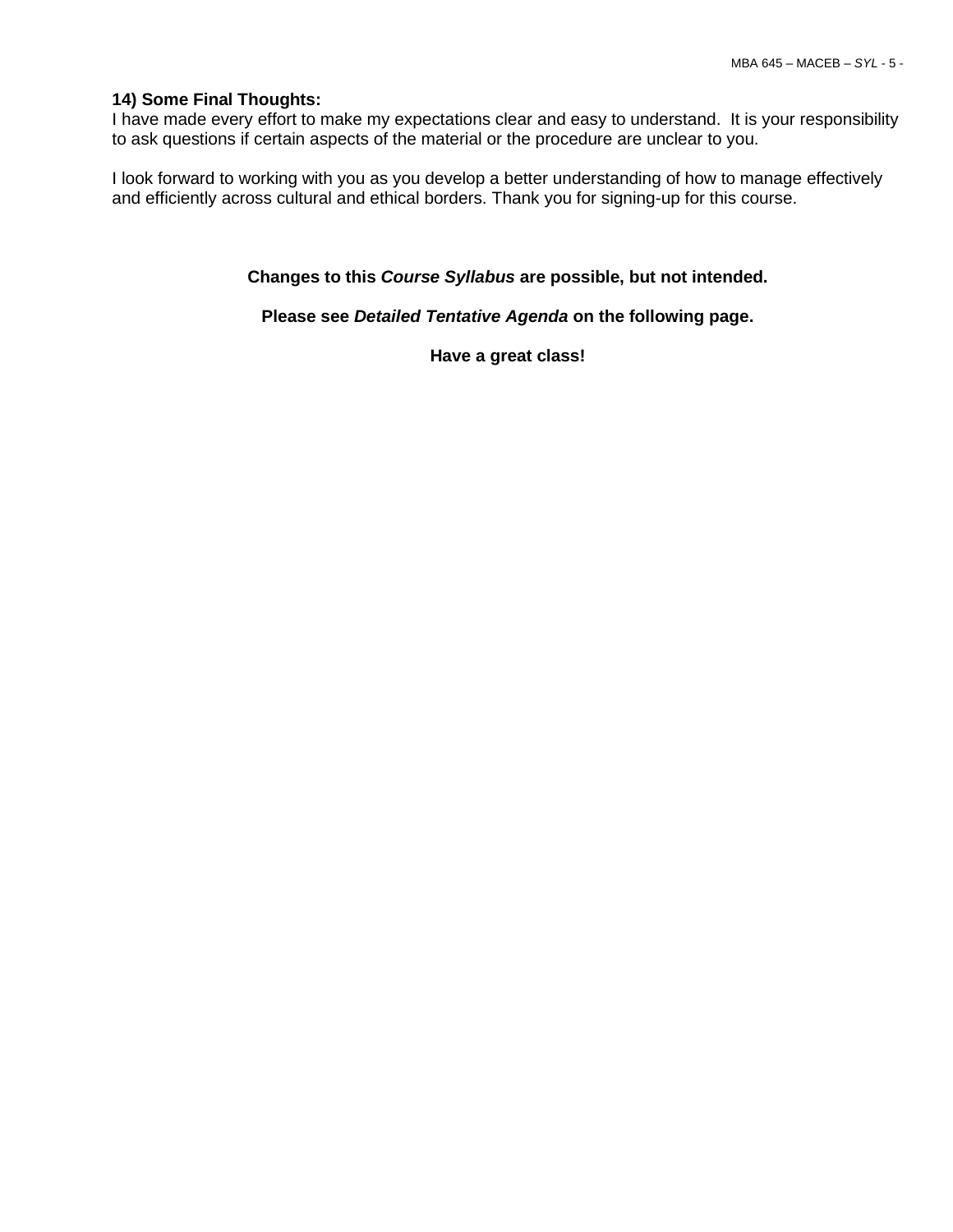**14) Some Final Thoughts:**
I have made every effort to make my expectations clear and easy to understand.  It is your responsibility to ask questions if certain aspects of the material or the procedure are unclear to you.

I look forward to working with you as you develop a better understanding of how to manage effectively and efficiently across cultural and ethical borders. Thank you for signing-up for this course.

**Changes to this *Course Syllabus* are possible, but not intended.**

**Please see *Detailed Tentative Agenda* on the following page.**

**Have a great class!**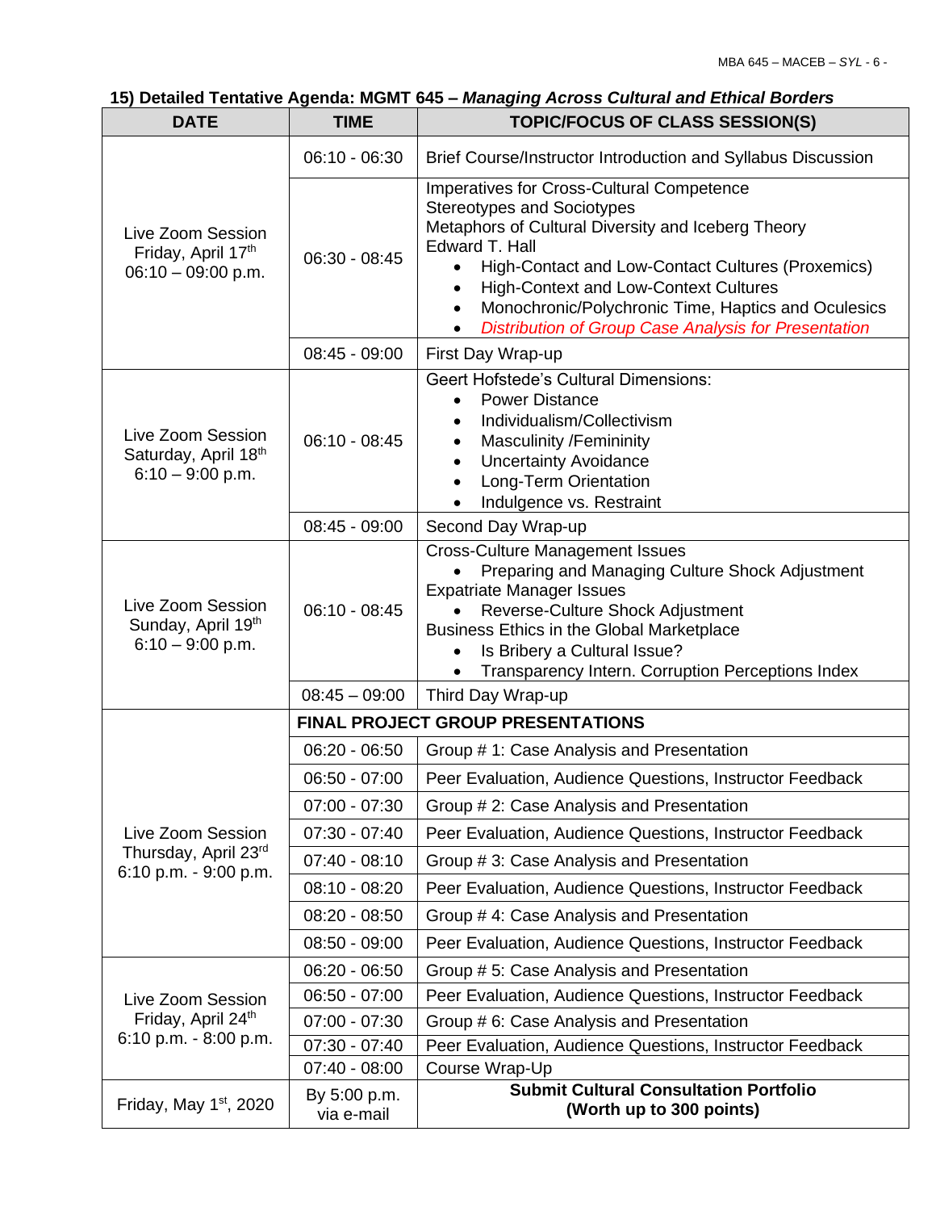### 15) Detailed Tentative Agenda: MGMT 645 – *Managing Across Cultural and Ethical Borders*

| DATE | TIME | TOPIC/FOCUS OF CLASS SESSION(S) |
|---|---|---|
| Live Zoom Session Friday, April 17th 06:10 – 09:00 p.m. | 06:10 - 06:30 | Brief Course/Instructor Introduction and Syllabus Discussion |
| | 06:30 - 08:45 | Imperatives for Cross-Cultural Competence<br>Stereotypes and Sociotypes<br>Metaphors of Cultural Diversity and Iceberg Theory<br>Edward T. Hall<br>• High-Contact and Low-Contact Cultures (Proxemics)<br>• High-Context and Low-Context Cultures<br>• Monochronic/Polychronic Time, Haptics and Oculesics<br>• *Distribution of Group Case Analysis for Presentation* |
| | 08:45 - 09:00 | First Day Wrap-up |
| Live Zoom Session Saturday, April 18th 6:10 – 9:00 p.m. | 06:10 - 08:45 | Geert Hofstede's Cultural Dimensions:<br>• Power Distance<br>• Individualism/Collectivism<br>• Masculinity /Femininity<br>• Uncertainty Avoidance<br>• Long-Term Orientation<br>• Indulgence vs. Restraint |
| | 08:45 - 09:00 | Second Day Wrap-up |
| Live Zoom Session Sunday, April 19th 6:10 – 9:00 p.m. | 06:10 - 08:45 | Cross-Culture Management Issues<br>• Preparing and Managing Culture Shock Adjustment<br>Expatriate Manager Issues<br>• Reverse-Culture Shock Adjustment<br>Business Ethics in the Global Marketplace<br>• Is Bribery a Cultural Issue?<br>• Transparency Intern. Corruption Perceptions Index |
| | 08:45 – 09:00 | Third Day Wrap-up |
| Live Zoom Session Thursday, April 23rd 6:10 p.m. - 9:00 p.m. | **FINAL PROJECT GROUP PRESENTATIONS** | |
| | 06:20 - 06:50 | Group # 1: Case Analysis and Presentation |
| | 06:50 - 07:00 | Peer Evaluation, Audience Questions, Instructor Feedback |
| | 07:00 - 07:30 | Group # 2: Case Analysis and Presentation |
| | 07:30 - 07:40 | Peer Evaluation, Audience Questions, Instructor Feedback |
| | 07:40 - 08:10 | Group # 3: Case Analysis and Presentation |
| | 08:10 - 08:20 | Peer Evaluation, Audience Questions, Instructor Feedback |
| | 08:20 - 08:50 | Group # 4: Case Analysis and Presentation |
| | 08:50 - 09:00 | Peer Evaluation, Audience Questions, Instructor Feedback |
| Live Zoom Session Friday, April 24th 6:10 p.m. - 8:00 p.m. | 06:20 - 06:50 | Group # 5: Case Analysis and Presentation |
| | 06:50 - 07:00 | Peer Evaluation, Audience Questions, Instructor Feedback |
| | 07:00 - 07:30 | Group # 6: Case Analysis and Presentation |
| | 07:30 - 07:40 | Peer Evaluation, Audience Questions, Instructor Feedback |
| | 07:40 - 08:00 | Course Wrap-Up |
| Friday, May 1st, 2020 | By 5:00 p.m. via e-mail | **Submit Cultural Consultation Portfolio (Worth up to 300 points)** |